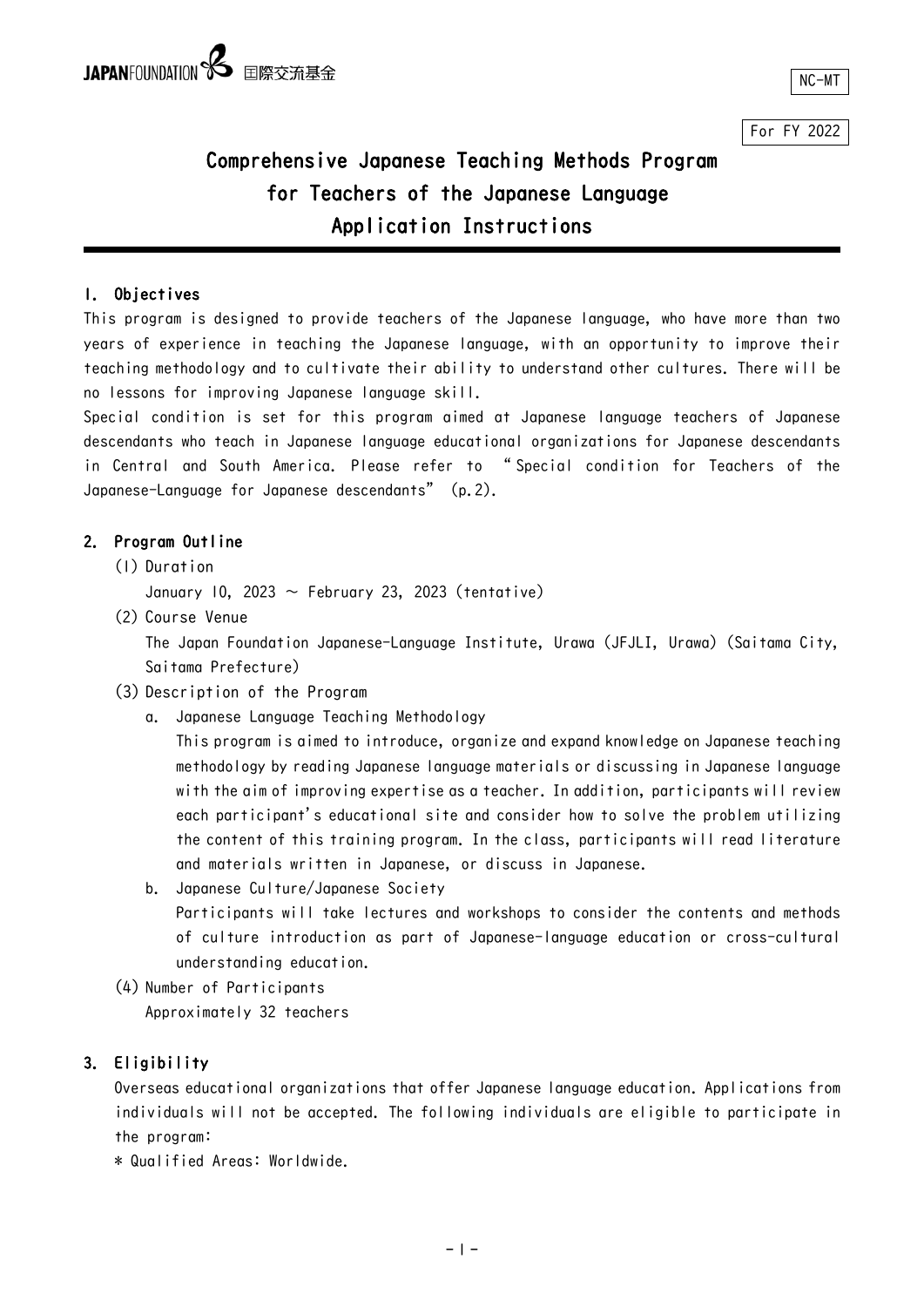NC-MT

For FY 2022

# Comprehensive Japanese Teaching Methods Program for Teachers of the Japanese Language Application Instructions

## 1. Objectives

This program is designed to provide teachers of the Japanese language, who have more than two years of experience in teaching the Japanese language, with an opportunity to improve their teaching methodology and to cultivate their ability to understand other cultures. There will be no lessons for improving Japanese language skill.

Special condition is set for this program aimed at Japanese language teachers of Japanese descendants who teach in Japanese language educational organizations for Japanese descendants in Central and South America. Please refer to "Special condition for Teachers of the Japanese-Language for Japanese descendants" (p.2).

## 2. Program Outline

(1) Duration

January 10, 2023 ~ February 23, 2023 (tentative)

(2) Course Venue

The Japan Foundation Japanese-Language Institute, Urawa (JFJLI, Urawa) (Saitama City, Saitama Prefecture)

(3) Description of the Program

a. Japanese Language Teaching Methodology

This program is aimed to introduce, organize and expand knowledge on Japanese teaching methodology by reading Japanese language materials or discussing in Japanese language with the aim of improving expertise as a teacher. In addition, participants will review each participant's educational site and consider how to solve the problem utilizing the content of this training program. In the class, participants will read literature and materials written in Japanese, or discuss in Japanese.

b. Japanese Culture/Japanese Society

Participants will take lectures and workshops to consider the contents and methods of culture introduction as part of Japanese-language education or cross-cultural understanding education.

(4) Number of Participants

Approximately 32 teachers

## 3. Eligibility

Overseas educational organizations that offer Japanese language education. Applications from individuals will not be accepted. The following individuals are eligible to participate in the program:

* Qualified Areas: Worldwide.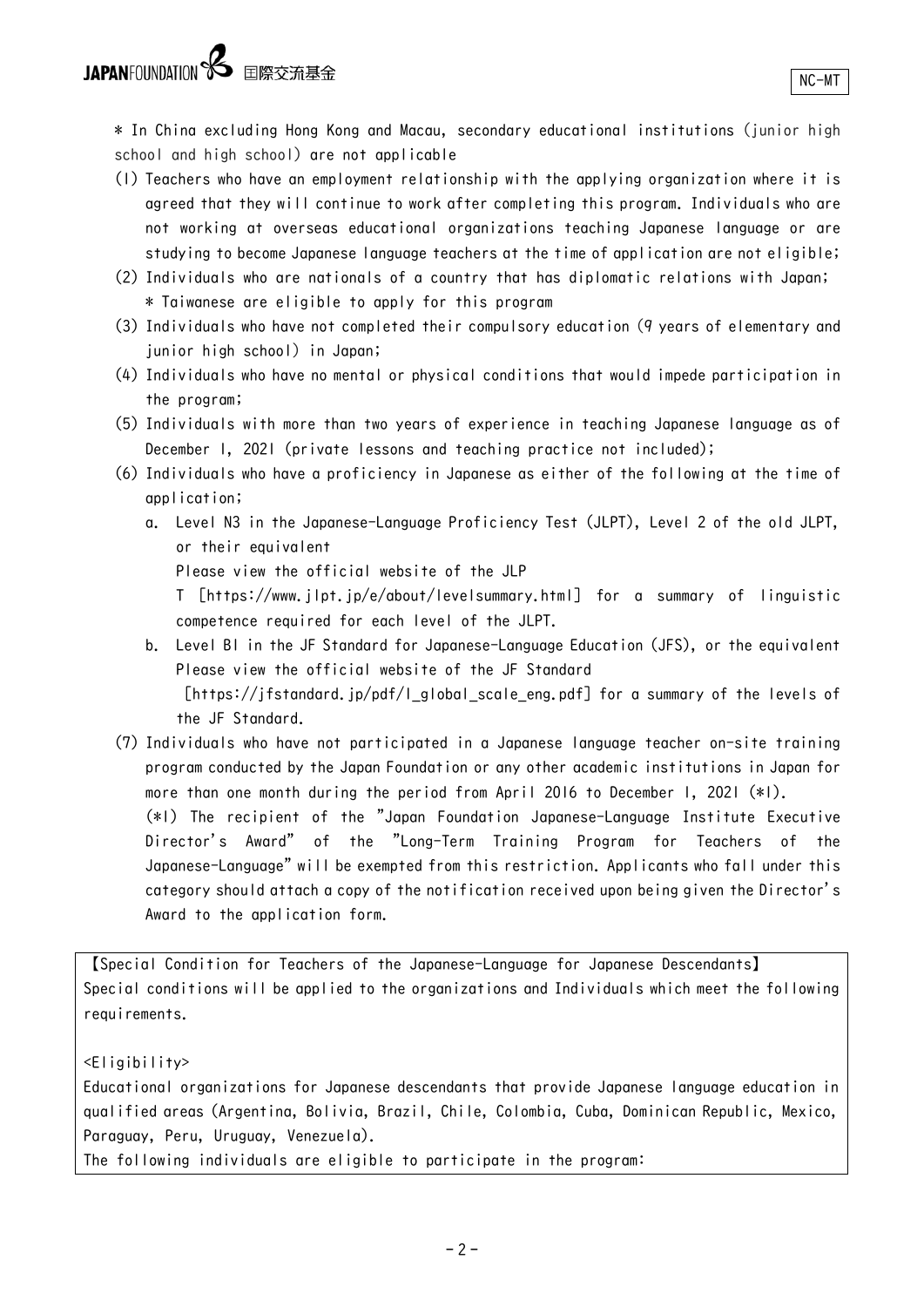* In China excluding Hong Kong and Macau, secondary educational institutions (junior high school and high school) are not applicable

(1) Teachers who have an employment relationship with the applying organization where it is agreed that they will continue to work after completing this program. Individuals who are not working at overseas educational organizations teaching Japanese language or are studying to become Japanese language teachers at the time of application are not eligible;

(2) Individuals who are nationals of a country that has diplomatic relations with Japan;
* Taiwanese are eligible to apply for this program

(3) Individuals who have not completed their compulsory education (9 years of elementary and junior high school) in Japan;

(4) Individuals who have no mental or physical conditions that would impede participation in the program;

(5) Individuals with more than two years of experience in teaching Japanese language as of December 1, 2021 (private lessons and teaching practice not included);

(6) Individuals who have a proficiency in Japanese as either of the following at the time of application;

a. Level N3 in the Japanese-Language Proficiency Test (JLPT), Level 2 of the old JLPT, or their equivalent
Please view the official website of the JLPT [https://www.jlpt.jp/e/about/levelsummary.html] for a summary of linguistic competence required for each level of the JLPT.

b. Level B1 in the JF Standard for Japanese-Language Education (JFS), or the equivalent
Please view the official website of the JF Standard [https://jfstandard.jp/pdf/1_global_scale_eng.pdf] for a summary of the levels of the JF Standard.

(7) Individuals who have not participated in a Japanese language teacher on-site training program conducted by the Japan Foundation or any other academic institutions in Japan for more than one month during the period from April 2016 to December 1, 2021 (*1).
(*1) The recipient of the "Japan Foundation Japanese-Language Institute Executive Director's Award" of the "Long-Term Training Program for Teachers of the Japanese-Language" will be exempted from this restriction. Applicants who fall under this category should attach a copy of the notification received upon being given the Director's Award to the application form.

【Special Condition for Teachers of the Japanese-Language for Japanese Descendants】
Special conditions will be applied to the organizations and Individuals which meet the following requirements.

<Eligibility>
Educational organizations for Japanese descendants that provide Japanese language education in qualified areas (Argentina, Bolivia, Brazil, Chile, Colombia, Cuba, Dominican Republic, Mexico, Paraguay, Peru, Uruguay, Venezuela).
The following individuals are eligible to participate in the program: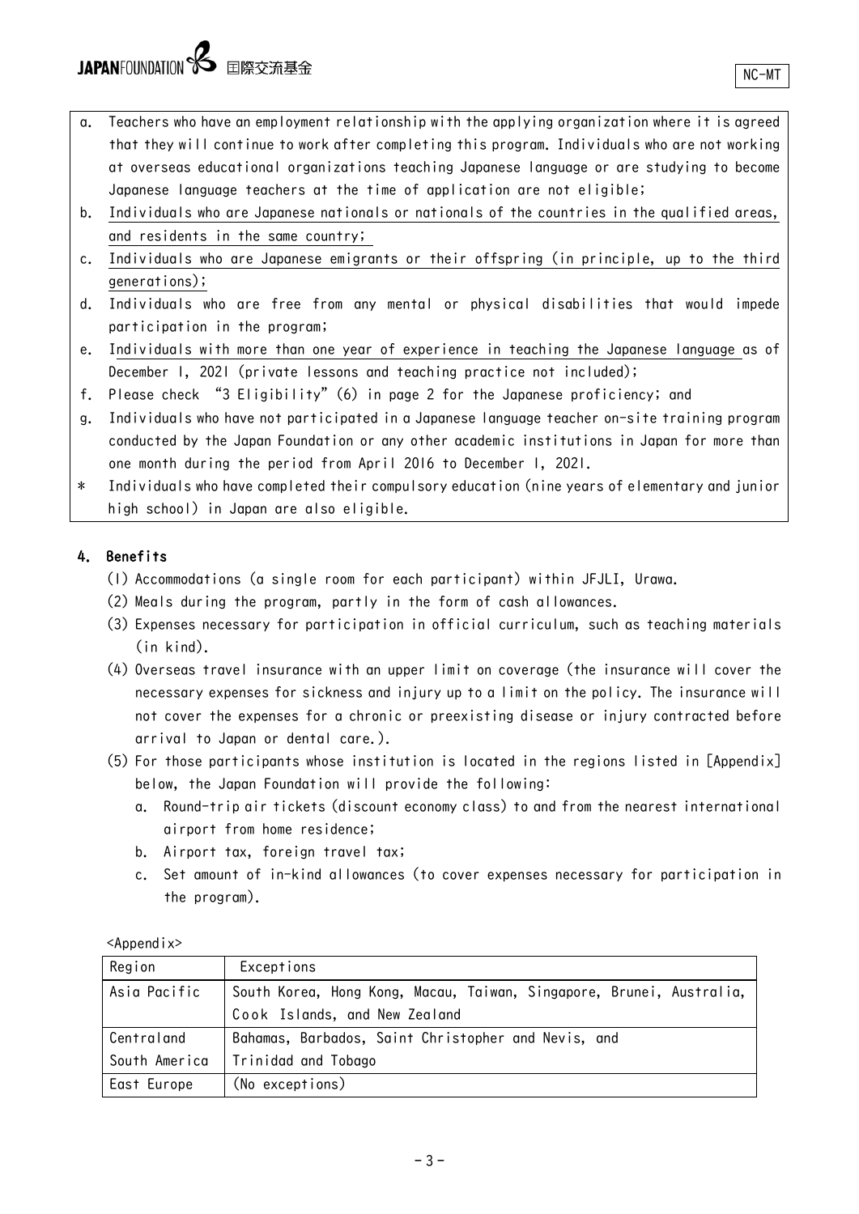a. Teachers who have an employment relationship with the applying organization where it is agreed that they will continue to work after completing this program. Individuals who are not working at overseas educational organizations teaching Japanese language or are studying to become Japanese language teachers at the time of application are not eligible;
b. Individuals who are Japanese nationals or nationals of the countries in the qualified areas, and residents in the same country;
c. Individuals who are Japanese emigrants or their offspring (in principle, up to the third generations);
d. Individuals who are free from any mental or physical disabilities that would impede participation in the program;
e. Individuals with more than one year of experience in teaching the Japanese language as of December 1, 2021 (private lessons and teaching practice not included);
f. Please check "3 Eligibility" (6) in page 2 for the Japanese proficiency; and
g. Individuals who have not participated in a Japanese language teacher on-site training program conducted by the Japan Foundation or any other academic institutions in Japan for more than one month during the period from April 2016 to December 1, 2021.

* Individuals who have completed their compulsory education (nine years of elementary and junior high school) in Japan are also eligible.

## 4. Benefits

(1) Accommodations (a single room for each participant) within JFJLI, Urawa.
(2) Meals during the program, partly in the form of cash allowances.
(3) Expenses necessary for participation in official curriculum, such as teaching materials (in kind).
(4) Overseas travel insurance with an upper limit on coverage (the insurance will cover the necessary expenses for sickness and injury up to a limit on the policy. The insurance will not cover the expenses for a chronic or preexisting disease or injury contracted before arrival to Japan or dental care.).
(5) For those participants whose institution is located in the regions listed in [Appendix] below, the Japan Foundation will provide the following:
   a. Round-trip air tickets (discount economy class) to and from the nearest international airport from home residence;
   b. Airport tax, foreign travel tax;
   c. Set amount of in-kind allowances (to cover expenses necessary for participation in the program).

<Appendix>

| Region | Exceptions |
|---|---|
| Asia Pacific | South Korea, Hong Kong, Macau, Taiwan, Singapore, Brunei, Australia, Cook Islands, and New Zealand |
| Central and South America | Bahamas, Barbados, Saint Christopher and Nevis, and Trinidad and Tobago |
| East Europe | (No exceptions) |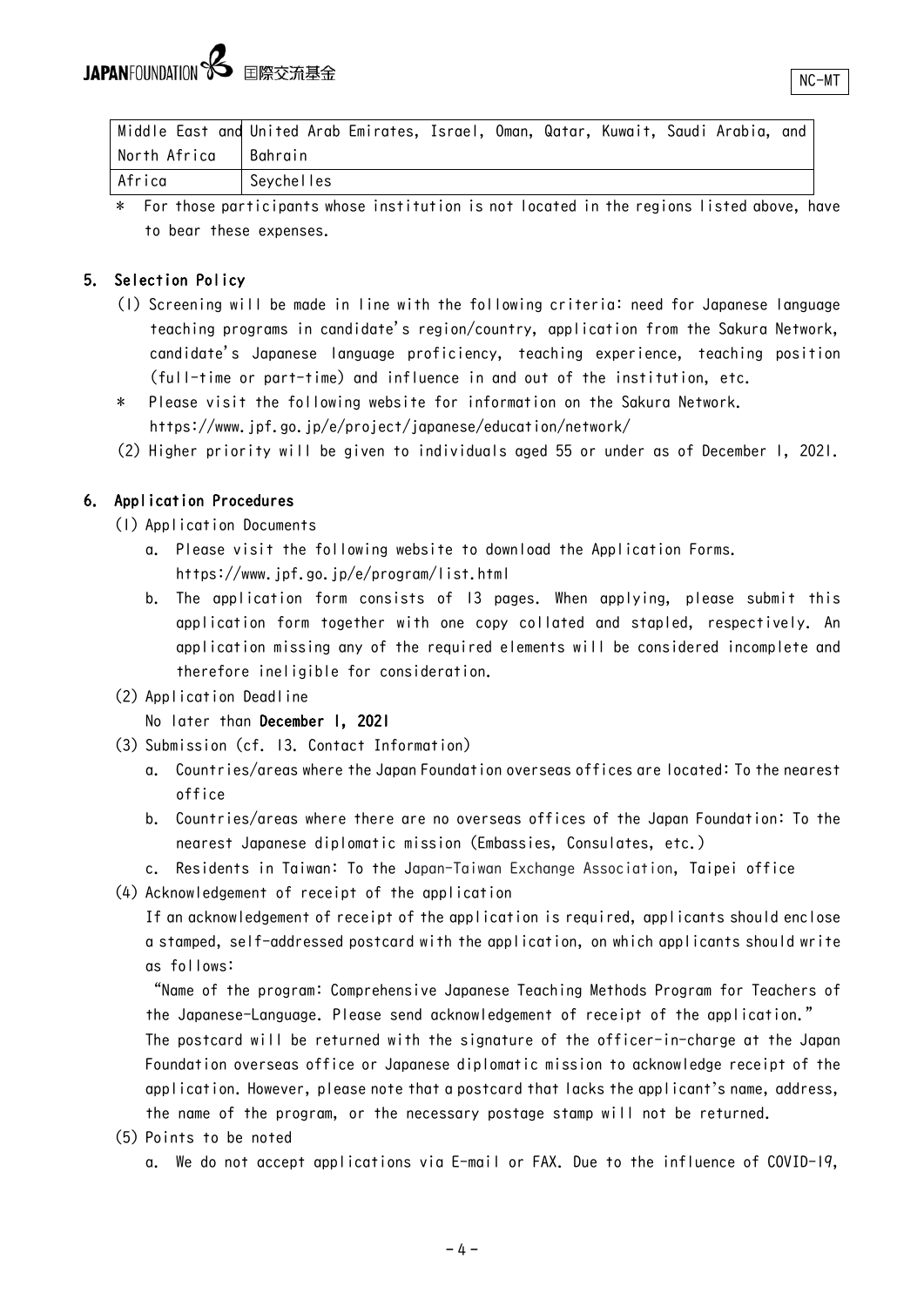| Middle East and North Africa | United Arab Emirates, Israel, Oman, Qatar, Kuwait, Saudi Arabia, and Bahrain |
| --- | --- |
| Africa | Seychelles |

\* For those participants whose institution is not located in the regions listed above, have to bear these expenses.

## 5. Selection Policy

(1) Screening will be made in line with the following criteria: need for Japanese language teaching programs in candidate's region/country, application from the Sakura Network, candidate's Japanese language proficiency, teaching experience, teaching position (full-time or part-time) and influence in and out of the institution, etc.

\* Please visit the following website for information on the Sakura Network.
https://www.jpf.go.jp/e/project/japanese/education/network/

(2) Higher priority will be given to individuals aged 55 or under as of December 1, 2021.

## 6. Application Procedures

(1) Application Documents

a. Please visit the following website to download the Application Forms.
https://www.jpf.go.jp/e/program/list.html

b. The application form consists of 13 pages. When applying, please submit this application form together with one copy collated and stapled, respectively. An application missing any of the required elements will be considered incomplete and therefore ineligible for consideration.

(2) Application Deadline

No later than **December 1, 2021**

(3) Submission (cf. 13. Contact Information)

a. Countries/areas where the Japan Foundation overseas offices are located: To the nearest office

b. Countries/areas where there are no overseas offices of the Japan Foundation: To the nearest Japanese diplomatic mission (Embassies, Consulates, etc.)

c. Residents in Taiwan: To the Japan-Taiwan Exchange Association, Taipei office

(4) Acknowledgement of receipt of the application

If an acknowledgement of receipt of the application is required, applicants should enclose a stamped, self-addressed postcard with the application, on which applicants should write as follows:

"Name of the program: Comprehensive Japanese Teaching Methods Program for Teachers of the Japanese-Language. Please send acknowledgement of receipt of the application."

The postcard will be returned with the signature of the officer-in-charge at the Japan Foundation overseas office or Japanese diplomatic mission to acknowledge receipt of the application. However, please note that a postcard that lacks the applicant's name, address, the name of the program, or the necessary postage stamp will not be returned.

(5) Points to be noted

a. We do not accept applications via E-mail or FAX. Due to the influence of COVID-19,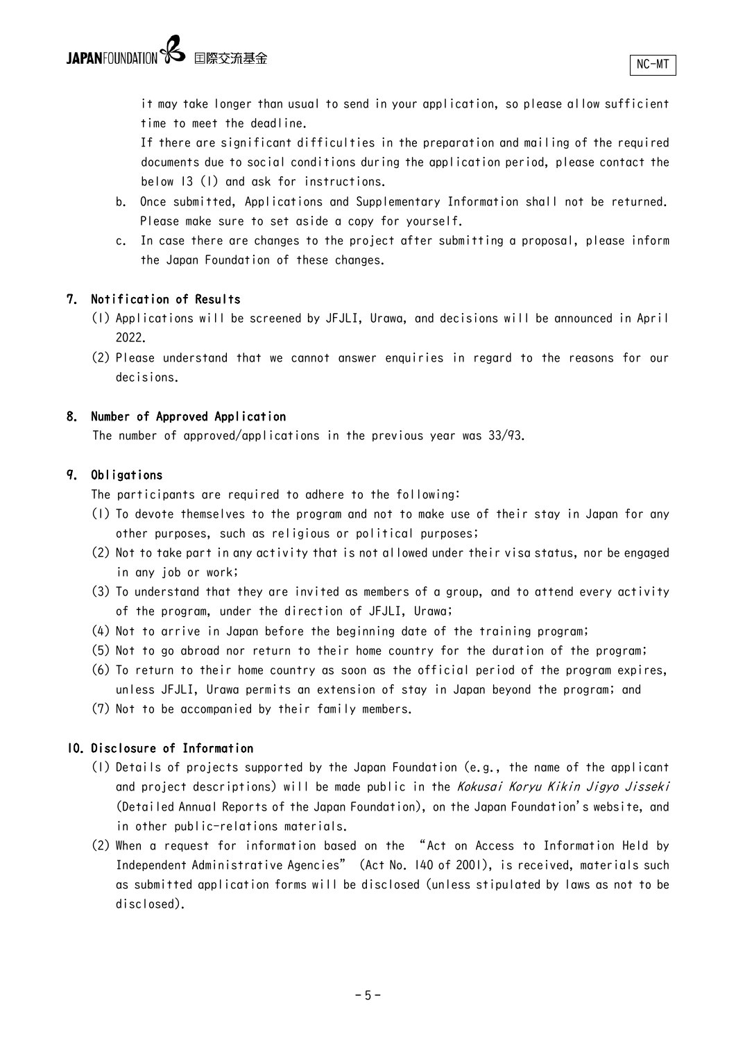it may take longer than usual to send in your application, so please allow sufficient time to meet the deadline.

If there are significant difficulties in the preparation and mailing of the required documents due to social conditions during the application period, please contact the below 13 (1) and ask for instructions.

b. Once submitted, Applications and Supplementary Information shall not be returned. Please make sure to set aside a copy for yourself.

c. In case there are changes to the project after submitting a proposal, please inform the Japan Foundation of these changes.

## 7. Notification of Results

(1) Applications will be screened by JFJLI, Urawa, and decisions will be announced in April 2022.

(2) Please understand that we cannot answer enquiries in regard to the reasons for our decisions.

## 8. Number of Approved Application

The number of approved/applications in the previous year was 33/93.

## 9. Obligations

The participants are required to adhere to the following:

(1) To devote themselves to the program and not to make use of their stay in Japan for any other purposes, such as religious or political purposes;

(2) Not to take part in any activity that is not allowed under their visa status, nor be engaged in any job or work;

(3) To understand that they are invited as members of a group, and to attend every activity of the program, under the direction of JFJLI, Urawa;

(4) Not to arrive in Japan before the beginning date of the training program;

(5) Not to go abroad nor return to their home country for the duration of the program;

(6) To return to their home country as soon as the official period of the program expires, unless JFJLI, Urawa permits an extension of stay in Japan beyond the program; and

(7) Not to be accompanied by their family members.

## 10. Disclosure of Information

(1) Details of projects supported by the Japan Foundation (e.g., the name of the applicant and project descriptions) will be made public in the *Kokusai Koryu Kikin Jigyo Jisseki* (Detailed Annual Reports of the Japan Foundation), on the Japan Foundation's website, and in other public-relations materials.

(2) When a request for information based on the "Act on Access to Information Held by Independent Administrative Agencies" (Act No. 140 of 2001), is received, materials such as submitted application forms will be disclosed (unless stipulated by laws as not to be disclosed).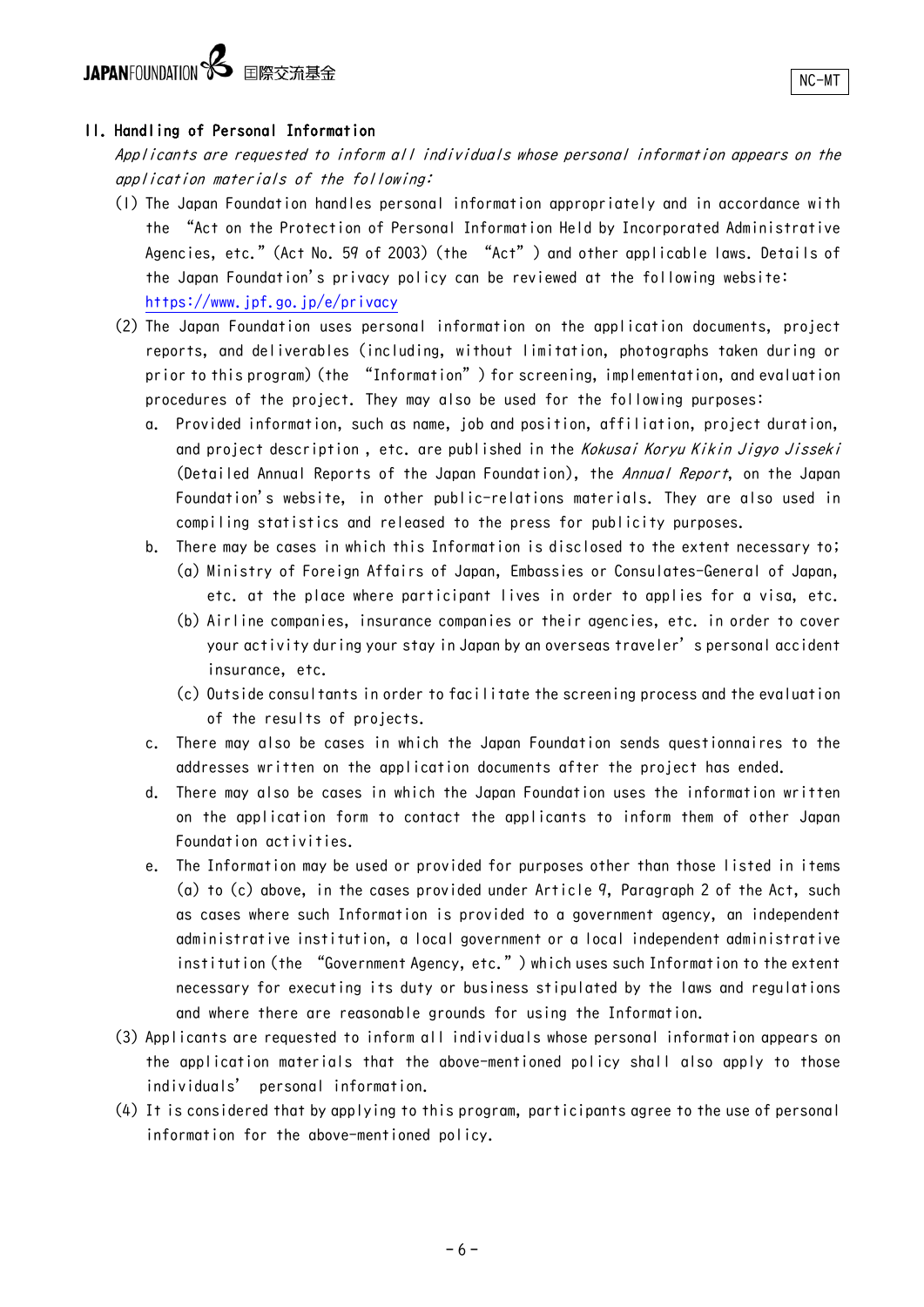## II. Handling of Personal Information

*Applicants are requested to inform all individuals whose personal information appears on the application materials of the following:*

(1) The Japan Foundation handles personal information appropriately and in accordance with the "Act on the Protection of Personal Information Held by Incorporated Administrative Agencies, etc." (Act No. 59 of 2003) (the "Act") and other applicable laws. Details of the Japan Foundation's privacy policy can be reviewed at the following website: https://www.jpf.go.jp/e/privacy

(2) The Japan Foundation uses personal information on the application documents, project reports, and deliverables (including, without limitation, photographs taken during or prior to this program) (the "Information") for screening, implementation, and evaluation procedures of the project. They may also be used for the following purposes:

a. Provided information, such as name, job and position, affiliation, project duration, and project description , etc. are published in the *Kokusai Koryu Kikin Jigyo Jisseki* (Detailed Annual Reports of the Japan Foundation), the *Annual Report*, on the Japan Foundation's website, in other public-relations materials. They are also used in compiling statistics and released to the press for publicity purposes.

b. There may be cases in which this Information is disclosed to the extent necessary to;

(a) Ministry of Foreign Affairs of Japan, Embassies or Consulates-General of Japan, etc. at the place where participant lives in order to applies for a visa, etc.

(b) Airline companies, insurance companies or their agencies, etc. in order to cover your activity during your stay in Japan by an overseas traveler's personal accident insurance, etc.

(c) Outside consultants in order to facilitate the screening process and the evaluation of the results of projects.

c. There may also be cases in which the Japan Foundation sends questionnaires to the addresses written on the application documents after the project has ended.

d. There may also be cases in which the Japan Foundation uses the information written on the application form to contact the applicants to inform them of other Japan Foundation activities.

e. The Information may be used or provided for purposes other than those listed in items (a) to (c) above, in the cases provided under Article 9, Paragraph 2 of the Act, such as cases where such Information is provided to a government agency, an independent administrative institution, a local government or a local independent administrative institution (the "Government Agency, etc.") which uses such Information to the extent necessary for executing its duty or business stipulated by the laws and regulations and where there are reasonable grounds for using the Information.

(3) Applicants are requested to inform all individuals whose personal information appears on the application materials that the above-mentioned policy shall also apply to those individuals' personal information.

(4) It is considered that by applying to this program, participants agree to the use of personal information for the above-mentioned policy.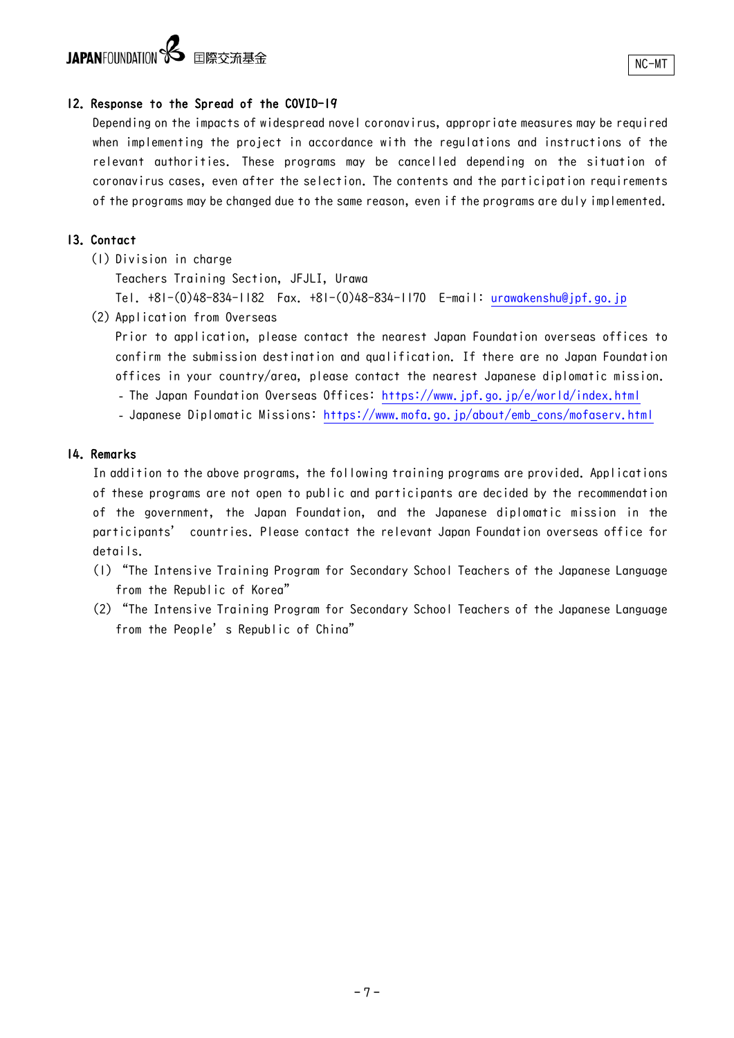NC-MT

## 12. Response to the Spread of the COVID-19

Depending on the impacts of widespread novel coronavirus, appropriate measures may be required when implementing the project in accordance with the regulations and instructions of the relevant authorities. These programs may be cancelled depending on the situation of coronavirus cases, even after the selection. The contents and the participation requirements of the programs may be changed due to the same reason, even if the programs are duly implemented.

## 13. Contact

(1) Division in charge

Teachers Training Section, JFJLI, Urawa

Tel. +81-(0)48-834-1182　Fax. +81-(0)48-834-1170　E-mail: urawakenshu@jpf.go.jp

(2) Application from Overseas

Prior to application, please contact the nearest Japan Foundation overseas offices to confirm the submission destination and qualification. If there are no Japan Foundation offices in your country/area, please contact the nearest Japanese diplomatic mission.

- The Japan Foundation Overseas Offices: https://www.jpf.go.jp/e/world/index.html
- Japanese Diplomatic Missions: https://www.mofa.go.jp/about/emb_cons/mofaserv.html

## 14. Remarks

In addition to the above programs, the following training programs are provided. Applications of these programs are not open to public and participants are decided by the recommendation of the government, the Japan Foundation, and the Japanese diplomatic mission in the participants' countries. Please contact the relevant Japan Foundation overseas office for details.

(1) "The Intensive Training Program for Secondary School Teachers of the Japanese Language from the Republic of Korea"

(2) "The Intensive Training Program for Secondary School Teachers of the Japanese Language from the People's Republic of China"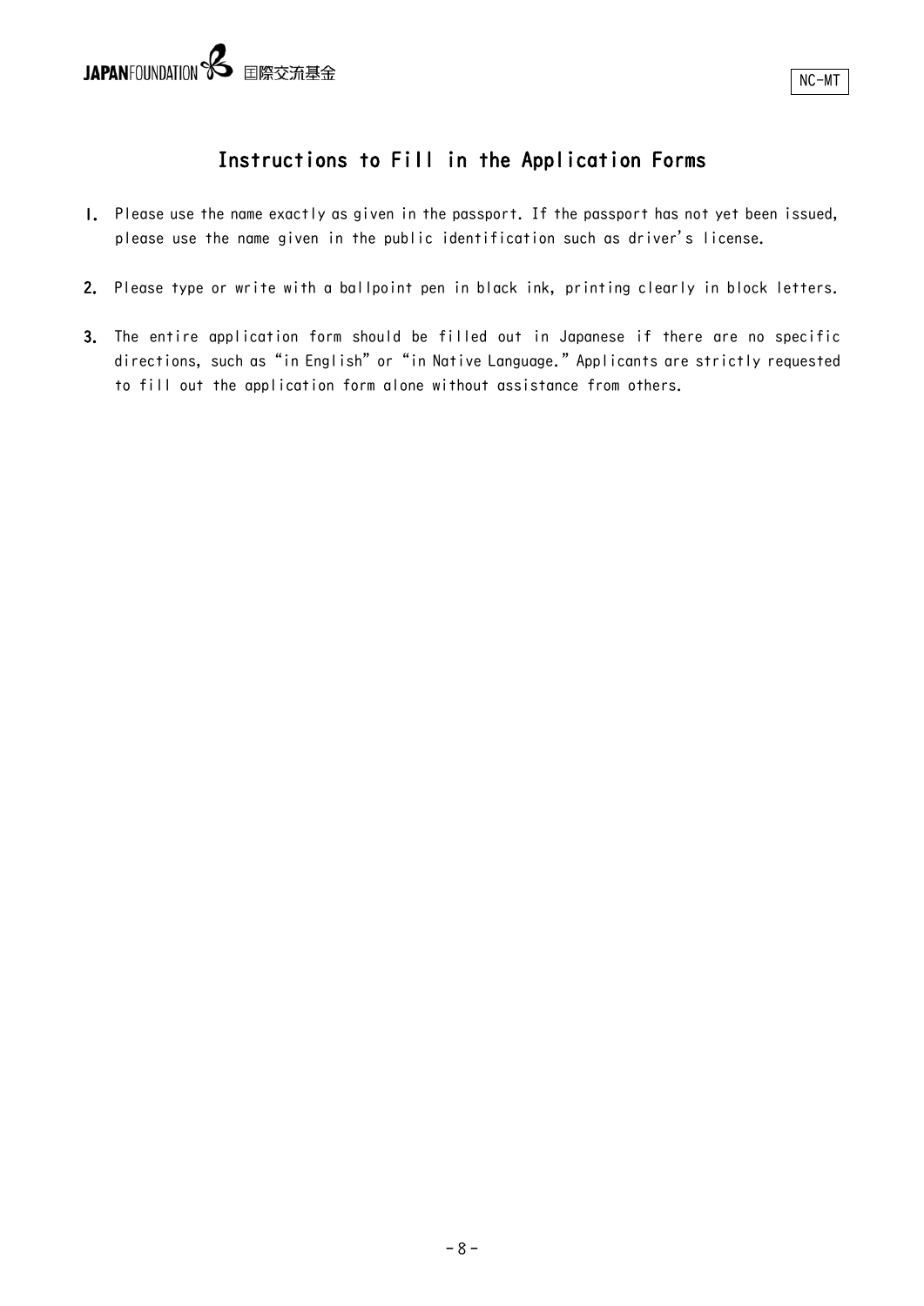NC-MT

# Instructions to Fill in the Application Forms

1. Please use the name exactly as given in the passport. If the passport has not yet been issued, please use the name given in the public identification such as driver's license.

2. Please type or write with a ballpoint pen in black ink, printing clearly in block letters.

3. The entire application form should be filled out in Japanese if there are no specific directions, such as "in English" or "in Native Language." Applicants are strictly requested to fill out the application form alone without assistance from others.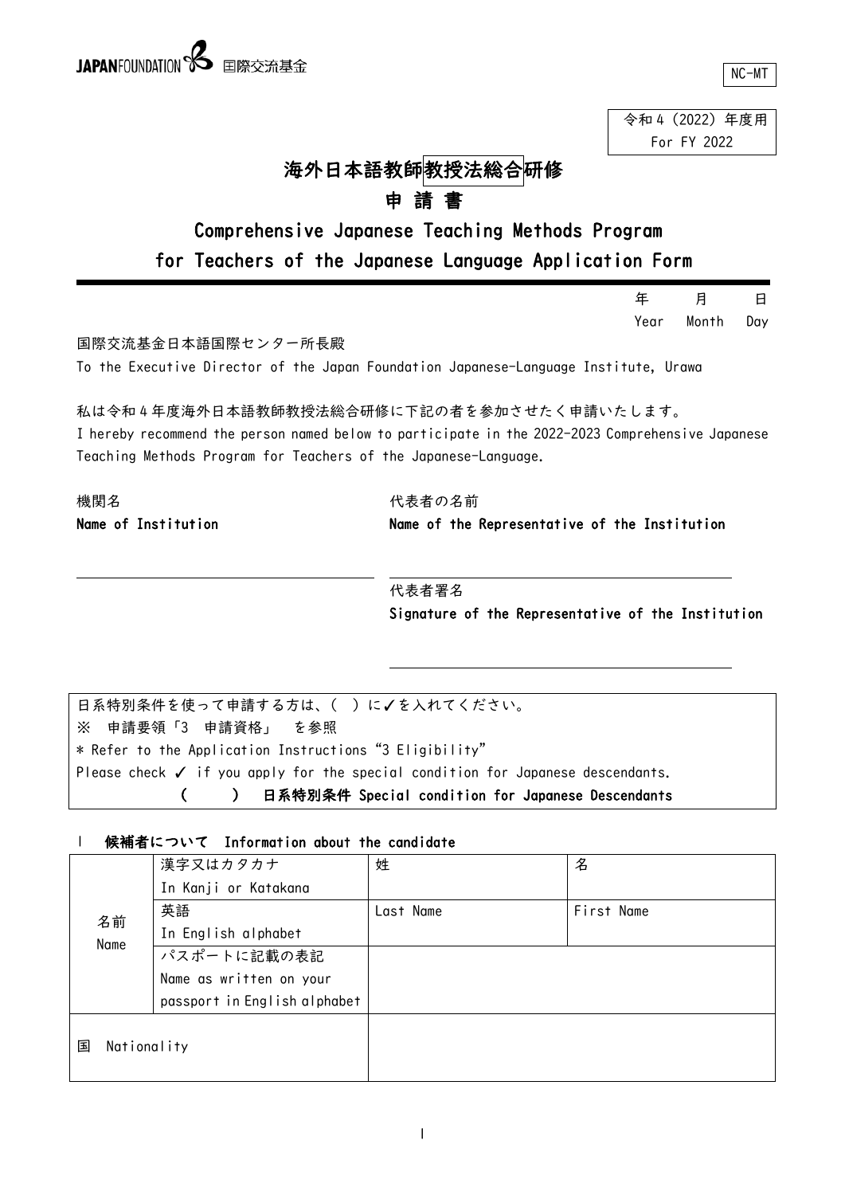JAPANFOUNDATION 国際交流基金

NC-MT

令和４（2022）年度用
For FY 2022

# 海外日本語教師教授法総合研修
# 申 請 書
## Comprehensive Japanese Teaching Methods Program for Teachers of the Japanese Language Application Form

年　　月　　日
Year　Month　Day

国際交流基金日本語国際センター所長殿
To the Executive Director of the Japan Foundation Japanese-Language Institute, Urawa

私は令和４年度海外日本語教師教授法総合研修に下記の者を参加させたく申請いたします。
I hereby recommend the person named below to participate in the 2022-2023 Comprehensive Japanese Teaching Methods Program for Teachers of the Japanese-Language.

機関名
**Name of Institution**

______________________

代表者の名前
**Name of the Representative of the Institution**

______________________

代表者署名
**Signature of the Representative of the Institution**

______________________

日系特別条件を使って申請する方は、（ ）に✓を入れてください。
※ 申請要領「3 申請資格」 を参照
* Refer to the Application Instructions “3 Eligibility”
Please check ✓ if you apply for the special condition for Japanese descendants.
**（　　）　日系特別条件 Special condition for Japanese Descendants**

### 1　候補者について　Information about the candidate

| | | | |
|---|---|---|---|
| 名前 Name | 漢字又はカタカナ In Kanji or Katakana | 姓 | 名 |
| | 英語 In English alphabet | Last Name | First Name |
| | パスポートに記載の表記 Name as written on your passport in English alphabet | | |
| 国　Nationality | | | |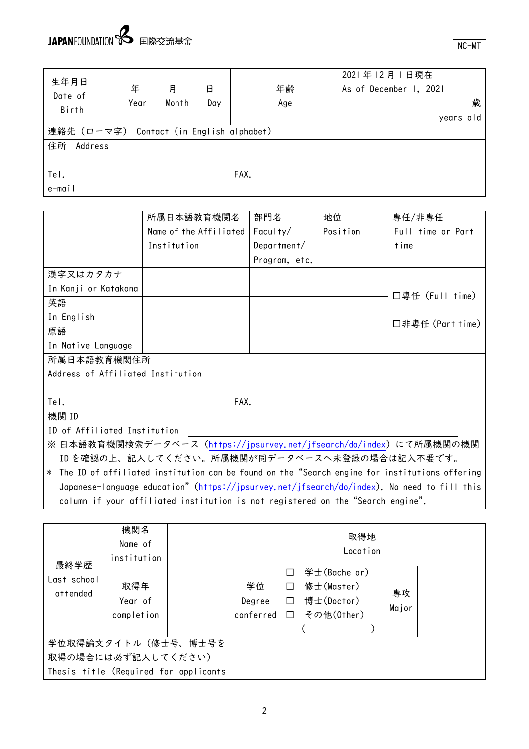JAPANFOUNDATION 国際交流基金

NC-MT

| 生年月日<br>Date of Birth | 年<br>Year | 月<br>Month | 日<br>Day | 年齢<br>Age | 2021 年 12 月 1 日現在<br>As of December 1, 2021<br>歳<br>years old |
|---|---|---|---|---|---|
| 連絡先（ローマ字） Contact (in English alphabet) | | | | | |
| 住所 Address<br><br>Tel. FAX.<br>e-mail | | | | | |

| | 所属日本語教育機関名<br>Name of the Affiliated Institution | 部門名<br>Faculty/ Department/ Program, etc. | 地位<br>Position | 専任/非専任<br>Full time or Part time |
|---|---|---|---|---|
| 漢字又はカタカナ<br>In Kanji or Katakana | | | | □専任 (Full time)<br><br>□非専任 (Part time) |
| 英語<br>In English | | | | |
| 原語<br>In Native Language | | | | |
| 所属日本語教育機関住所<br>Address of Affiliated Institution<br><br>Tel. FAX. | | | | |
| 機関 ID<br>ID of Affiliated Institution ＿＿＿＿＿＿＿＿＿＿＿＿＿<br>※ 日本語教育機関検索データベース（https://jpsurvey.net/jfsearch/do/index）にて所属機関の機関 ID を確認の上、記入してください。所属機関が同データベースへ未登録の場合は記入不要です。<br>* The ID of affiliated institution can be found on the "Search engine for institutions offering Japanese-language education" (https://jpsurvey.net/jfsearch/do/index). No need to fill this column if your affiliated institution is not registered on the "Search engine". | | | | |

| 最終学歴<br>Last school attended | 機関名<br>Name of institution | | | | 取得地<br>Location | | |
|---|---|---|---|---|---|---|---|
| | 取得年<br>Year of completion | | 学位<br>Degree conferred | ☐ 学士(Bachelor)<br>☐ 修士(Master)<br>☐ 博士(Doctor)<br>☐ その他(Other)<br>（＿＿＿＿＿＿） | | 専攻<br>Major | |
| 学位取得論文タイトル（修士号、博士号を取得の場合には必ず記入してください）<br>Thesis title (Required for applicants | | | | | | | |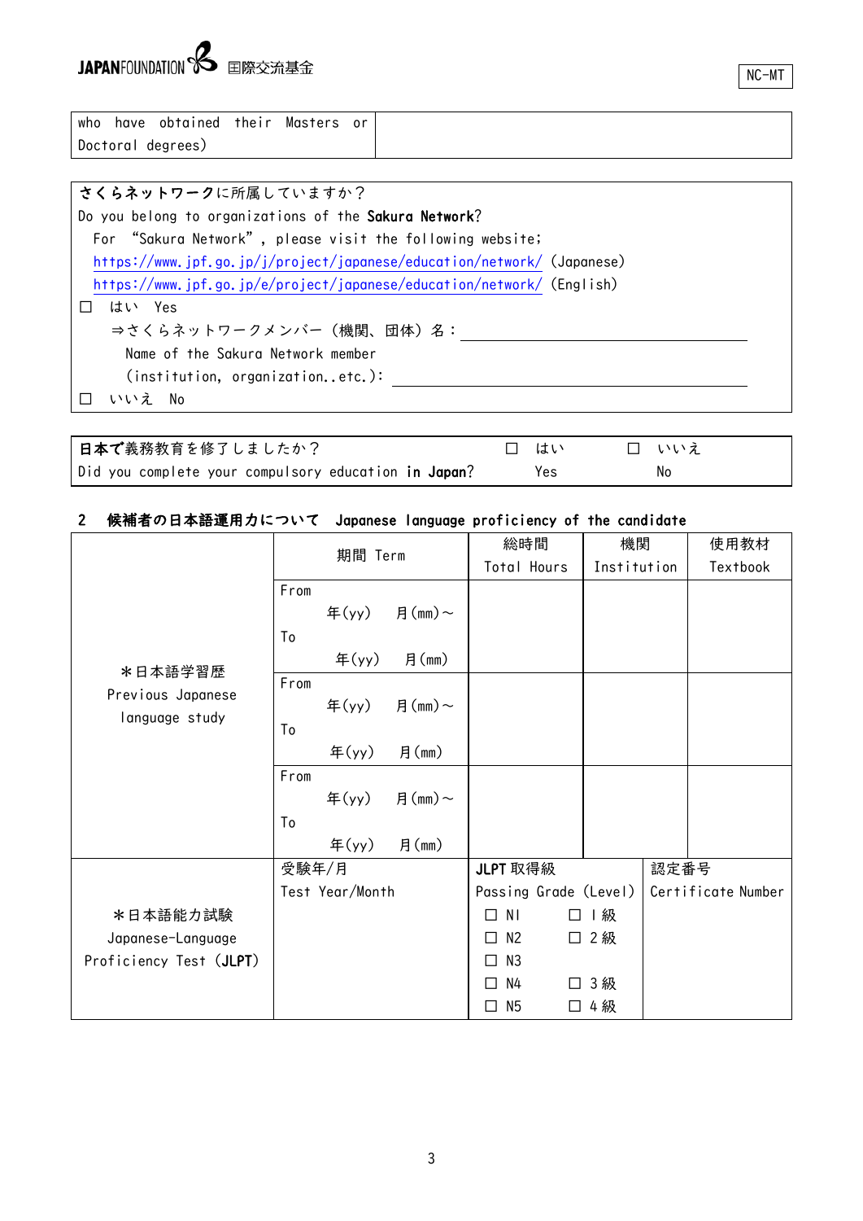| who have obtained their Masters or Doctoral degrees) | |
|---|---|

**さくらネットワーク**に所属していますか？
Do you belong to organizations of the **Sakura Network**?
For "Sakura Network", please visit the following website;
https://www.jpf.go.jp/j/project/japanese/education/network/ (Japanese)
https://www.jpf.go.jp/e/project/japanese/education/network/ (English)

☐ はい Yes
⇒さくらネットワークメンバー（機関、団体）名：＿＿＿＿＿＿＿＿
Name of the Sakura Network member (institution, organization..etc.): ＿＿＿＿＿＿＿＿

☐ いいえ No

| **日本で**義務教育を修了しましたか？ Did you complete your compulsory education **in Japan**? | ☐ はい Yes | ☐ いいえ No |
|---|---|---|

## 2 候補者の日本語運用力について Japanese language proficiency of the candidate

| | 期間 Term | 総時間 Total Hours | 機関 Institution | 使用教材 Textbook |
|---|---|---|---|---|
| *日本語学習歴 Previous Japanese language study | From 年(yy) 月(mm)～ To 年(yy) 月(mm) | | | |
| | From 年(yy) 月(mm)～ To 年(yy) 月(mm) | | | |
| | From 年(yy) 月(mm)～ To 年(yy) 月(mm) | | | |

| | 受験年/月 Test Year/Month | JLPT 取得級 Passing Grade (Level) | 認定番号 Certificate Number |
|---|---|---|---|
| *日本語能力試験 Japanese-Language Proficiency Test (**JLPT**) | | ☐ N1 ☐ 1級<br>☐ N2 ☐ 2級<br>☐ N3<br>☐ N4 ☐ 3級<br>☐ N5 ☐ 4級 | |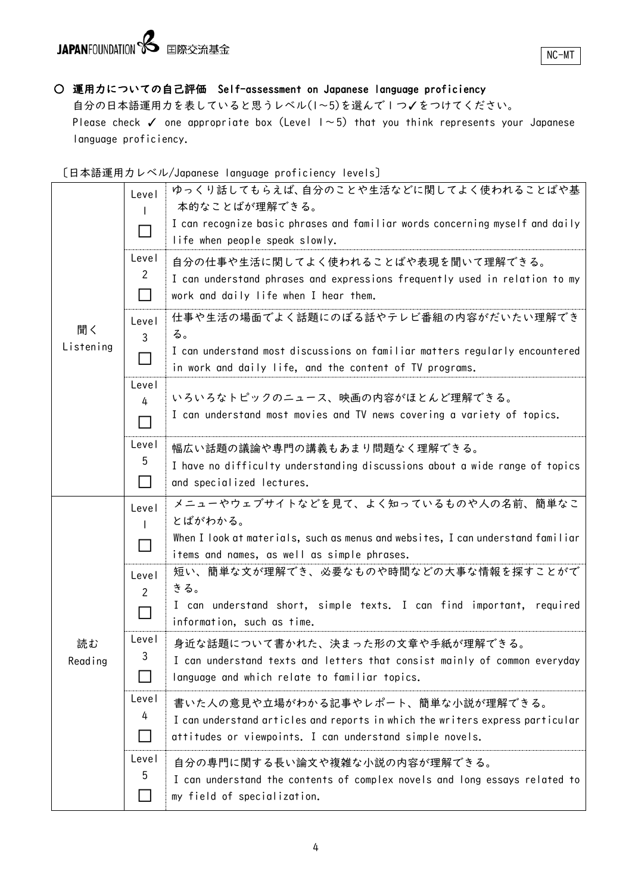JAPANFOUNDATION 国際交流基金

NC-MT

### ○ 運用力についての自己評価　Self-assessment on Japanese language proficiency

自分の日本語運用力を表していると思うレベル(1～5)を選んで1つ✓をつけてください。
Please check ✓ one appropriate box (Level 1～5) that you think represents your Japanese language proficiency.

〔日本語運用力レベル/Japanese language proficiency levels〕

| | | |
|---|---|---|
| 聞く<br>Listening | Level 1 ☐ | ゆっくり話してもらえば、自分のことや生活などに関してよく使われることばや基本的なことばが理解できる。<br>I can recognize basic phrases and familiar words concerning myself and daily life when people speak slowly. |
| | Level 2 ☐ | 自分の仕事や生活に関してよく使われることばや表現を聞いて理解できる。<br>I can understand phrases and expressions frequently used in relation to my work and daily life when I hear them. |
| | Level 3 ☐ | 仕事や生活の場面でよく話題にのぼる話やテレビ番組の内容がだいたい理解できる。<br>I can understand most discussions on familiar matters regularly encountered in work and daily life, and the content of TV programs. |
| | Level 4 ☐ | いろいろなトピックのニュース、映画の内容がほとんど理解できる。<br>I can understand most movies and TV news covering a variety of topics. |
| | Level 5 ☐ | 幅広い話題の議論や専門の講義もあまり問題なく理解できる。<br>I have no difficulty understanding discussions about a wide range of topics and specialized lectures. |
| 読む<br>Reading | Level 1 ☐ | メニューやウェブサイトなどを見て、よく知っているものや人の名前、簡単なことばがわかる。<br>When I look at materials, such as menus and websites, I can understand familiar items and names, as well as simple phrases. |
| | Level 2 ☐ | 短い、簡単な文が理解でき、必要なものや時間などの大事な情報を探すことができる。<br>I can understand short, simple texts. I can find important, required information, such as time. |
| | Level 3 ☐ | 身近な話題について書かれた、決まった形の文章や手紙が理解できる。<br>I can understand texts and letters that consist mainly of common everyday language and which relate to familiar topics. |
| | Level 4 ☐ | 書いた人の意見や立場がわかる記事やレポート、簡単な小説が理解できる。<br>I can understand articles and reports in which the writers express particular attitudes or viewpoints. I can understand simple novels. |
| | Level 5 ☐ | 自分の専門に関する長い論文や複雑な小説の内容が理解できる。<br>I can understand the contents of complex novels and long essays related to my field of specialization. |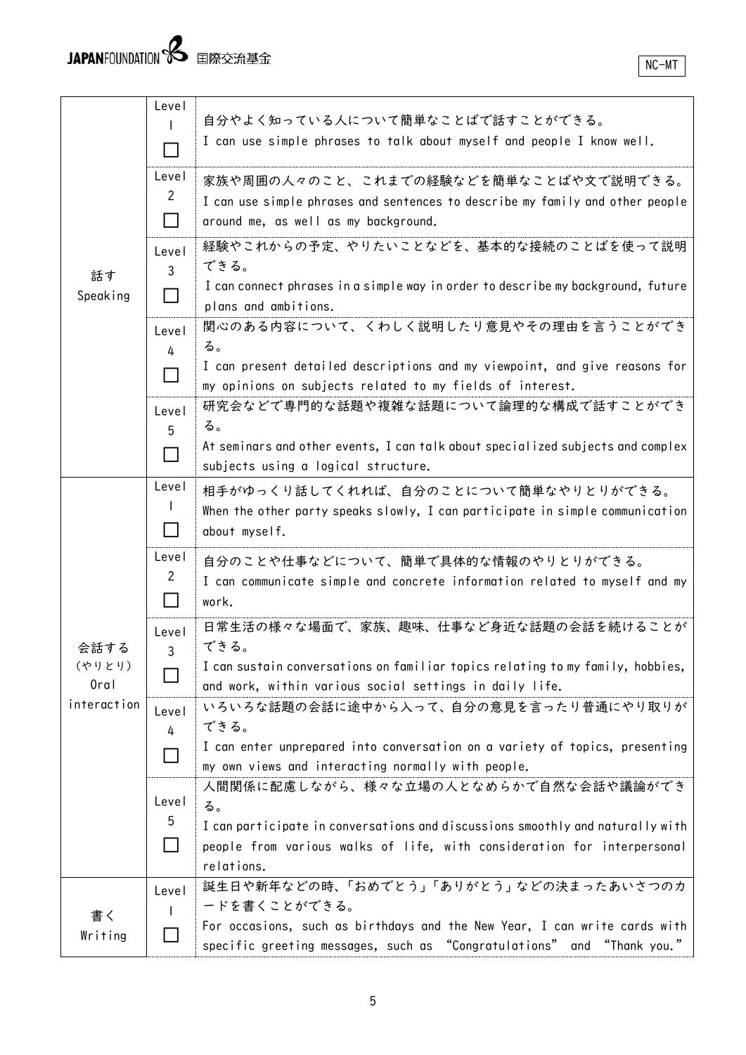| | | |
|---|---|---|
| 話す<br>Speaking | Level 1 ☐ | 自分やよく知っている人について簡単なことばで話すことができる。<br>I can use simple phrases to talk about myself and people I know well. |
| | Level 2 ☐ | 家族や周囲の人々のこと、これまでの経験などを簡単なことばや文で説明できる。<br>I can use simple phrases and sentences to describe my family and other people around me, as well as my background. |
| | Level 3 ☐ | 経験やこれからの予定、やりたいことなどを、基本的な接続のことばを使って説明できる。<br>I can connect phrases in a simple way in order to describe my background, future plans and ambitions. |
| | Level 4 ☐ | 関心のある内容について、くわしく説明したり意見やその理由を言うことができる。<br>I can present detailed descriptions and my viewpoint, and give reasons for my opinions on subjects related to my fields of interest. |
| | Level 5 ☐ | 研究会などで専門的な話題や複雑な話題について論理的な構成で話すことができる。<br>At seminars and other events, I can talk about specialized subjects and complex subjects using a logical structure. |
| 会話する<br>(やりとり)<br>Oral interaction | Level 1 ☐ | 相手がゆっくり話してくれれば、自分のことについて簡単なやりとりができる。<br>When the other party speaks slowly, I can participate in simple communication about myself. |
| | Level 2 ☐ | 自分のことや仕事などについて、簡単で具体的な情報のやりとりができる。<br>I can communicate simple and concrete information related to myself and my work. |
| | Level 3 ☐ | 日常生活の様々な場面で、家族、趣味、仕事など身近な話題の会話を続けることができる。<br>I can sustain conversations on familiar topics relating to my family, hobbies, and work, within various social settings in daily life. |
| | Level 4 ☐ | いろいろな話題の会話に途中から入って、自分の意見を言ったり普通にやり取りができる。<br>I can enter unprepared into conversation on a variety of topics, presenting my own views and interacting normally with people. |
| | Level 5 ☐ | 人間関係に配慮しながら、様々な立場の人となめらかで自然な会話や議論ができる。<br>I can participate in conversations and discussions smoothly and naturally with people from various walks of life, with consideration for interpersonal relations. |
| 書く<br>Writing | Level 1 ☐ | 誕生日や新年などの時、「おめでとう」「ありがとう」などの決まったあいさつのカードを書くことができる。<br>For occasions, such as birthdays and the New Year, I can write cards with specific greeting messages, such as "Congratulations" and "Thank you." |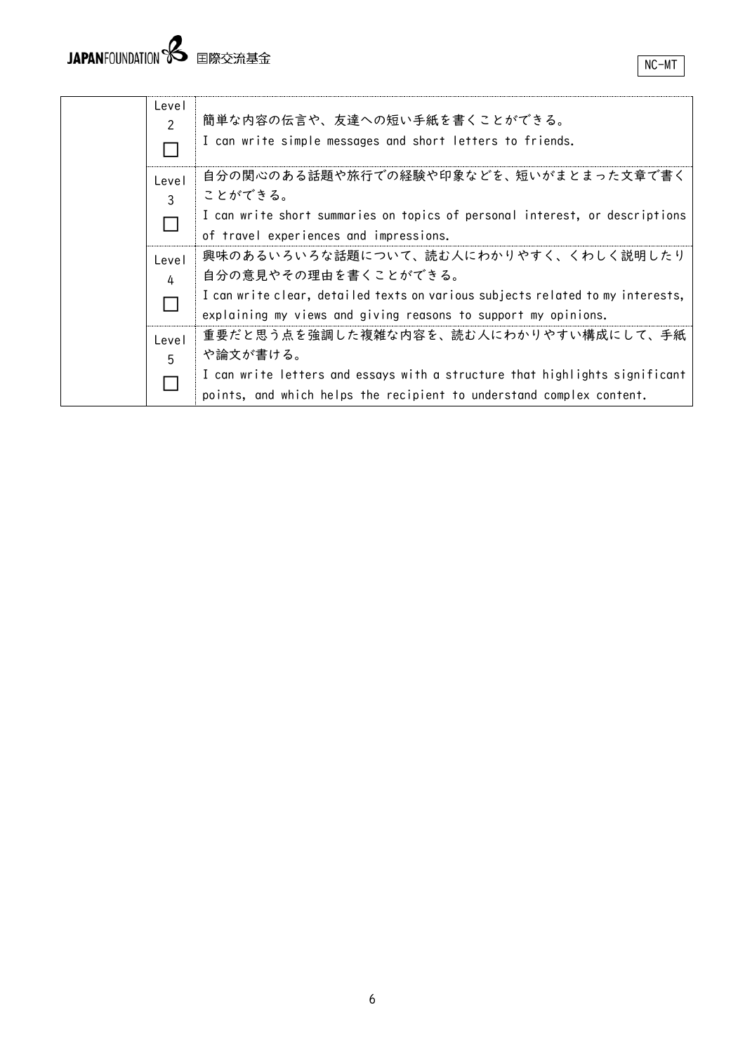| | | |
|---|---|---|
| | Level 2 ☐ | 簡単な内容の伝言や、友達への短い手紙を書くことができる。<br>I can write simple messages and short letters to friends. |
| | Level 3 ☐ | 自分の関心のある話題や旅行での経験や印象などを、短いがまとまった文章で書くことができる。<br>I can write short summaries on topics of personal interest, or descriptions of travel experiences and impressions. |
| | Level 4 ☐ | 興味のあるいろいろな話題について、読む人にわかりやすく、くわしく説明したり自分の意見やその理由を書くことができる。<br>I can write clear, detailed texts on various subjects related to my interests, explaining my views and giving reasons to support my opinions. |
| | Level 5 ☐ | 重要だと思う点を強調した複雑な内容を、読む人にわかりやすい構成にして、手紙や論文が書ける。<br>I can write letters and essays with a structure that highlights significant points, and which helps the recipient to understand complex content. |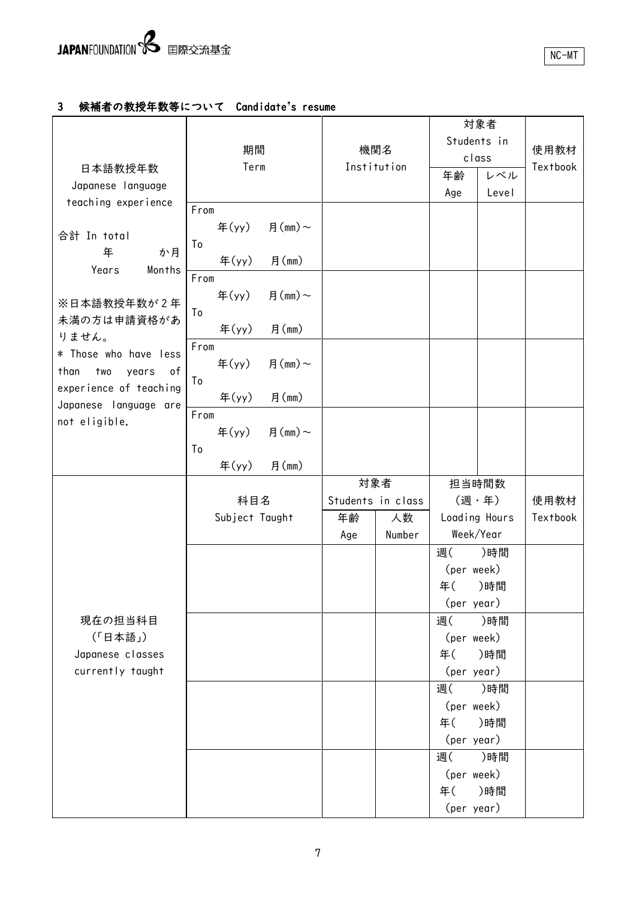NC-MT

### 3　候補者の教授年数等について　Candidate's resume

| 日本語教授年数<br>Japanese language teaching experience | 期間<br>Term | 機関名<br>Institution | 対象者<br>Students in class | | 使用教材<br>Textbook |
|---|---|---|---|---|---|
| | | | 年齢<br>Age | レベル<br>Level | |
| 合計 In total<br>年　　か月<br>Years　Months | From<br>年(yy)　月(mm)～<br>To<br>年(yy)　月(mm) | | | | |
| ※日本語教授年数が２年未満の方は申請資格がありません。 | From<br>年(yy)　月(mm)～<br>To<br>年(yy)　月(mm) | | | | |
| * Those who have less than two years of experience of teaching Japanese language are not eligible. | From<br>年(yy)　月(mm)～<br>To<br>年(yy)　月(mm) | | | | |
| | From<br>年(yy)　月(mm)～<br>To<br>年(yy)　月(mm) | | | | |

| 現在の担当科目<br>(「日本語」)<br>Japanese classes currently taught | 科目名<br>Subject Taught | 対象者<br>Students in class | | 担当時間数<br>(週・年)<br>Loading Hours<br>Week/Year | 使用教材<br>Textbook |
|---|---|---|---|---|---|
| | | 年齢<br>Age | 人数<br>Number | | |
| | | | | 週(　　)時間<br>(per week)<br>年(　　)時間<br>(per year) | |
| | | | | 週(　　)時間<br>(per week)<br>年(　　)時間<br>(per year) | |
| | | | | 週(　　)時間<br>(per week)<br>年(　　)時間<br>(per year) | |
| | | | | 週(　　)時間<br>(per week)<br>年(　　)時間<br>(per year) | |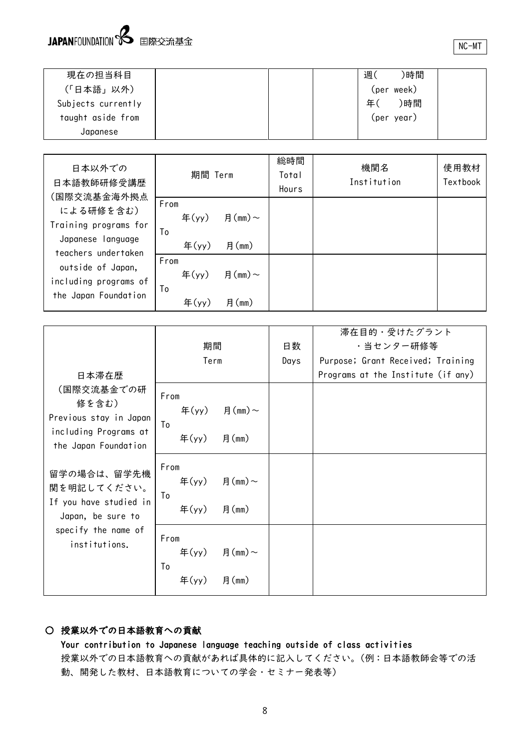| 現在の担当科目（「日本語」以外）Subjects currently taught aside from Japanese | | | | 週(　　)時間 (per week) 年(　　)時間 (per year) | |
|---|---|---|---|---|---|

| 日本以外での日本語教師研修受講歴（国際交流基金海外拠点による研修を含む）Training programs for Japanese language teachers undertaken outside of Japan, including programs of the Japan Foundation | 期間 Term | 総時間 Total Hours | 機関名 Institution | 使用教材 Textbook |
|---|---|---|---|---|
| | From 年(yy) 月(mm)～ To 年(yy) 月(mm) | | | |
| | From 年(yy) 月(mm)～ To 年(yy) 月(mm) | | | |

| 日本滞在歴（国際交流基金での研修を含む）Previous stay in Japan including Programs at the Japan Foundation 留学の場合は、留学先機関を明記してください。If you have studied in Japan, be sure to specify the name of institutions. | 期間 Term | 日数 Days | 滞在目的・受けたグラント・当センター研修等 Purpose; Grant Received; Training Programs at the Institute (if any) |
|---|---|---|---|
| | From 年(yy) 月(mm)～ To 年(yy) 月(mm) | | |
| | From 年(yy) 月(mm)～ To 年(yy) 月(mm) | | |
| | From 年(yy) 月(mm)～ To 年(yy) 月(mm) | | |

## ○ 授業以外での日本語教育への貢献

**Your contribution to Japanese language teaching outside of class activities**

授業以外での日本語教育への貢献があれば具体的に記入してください。（例：日本語教師会等での活動、開発した教材、日本語教育についての学会・セミナー発表等）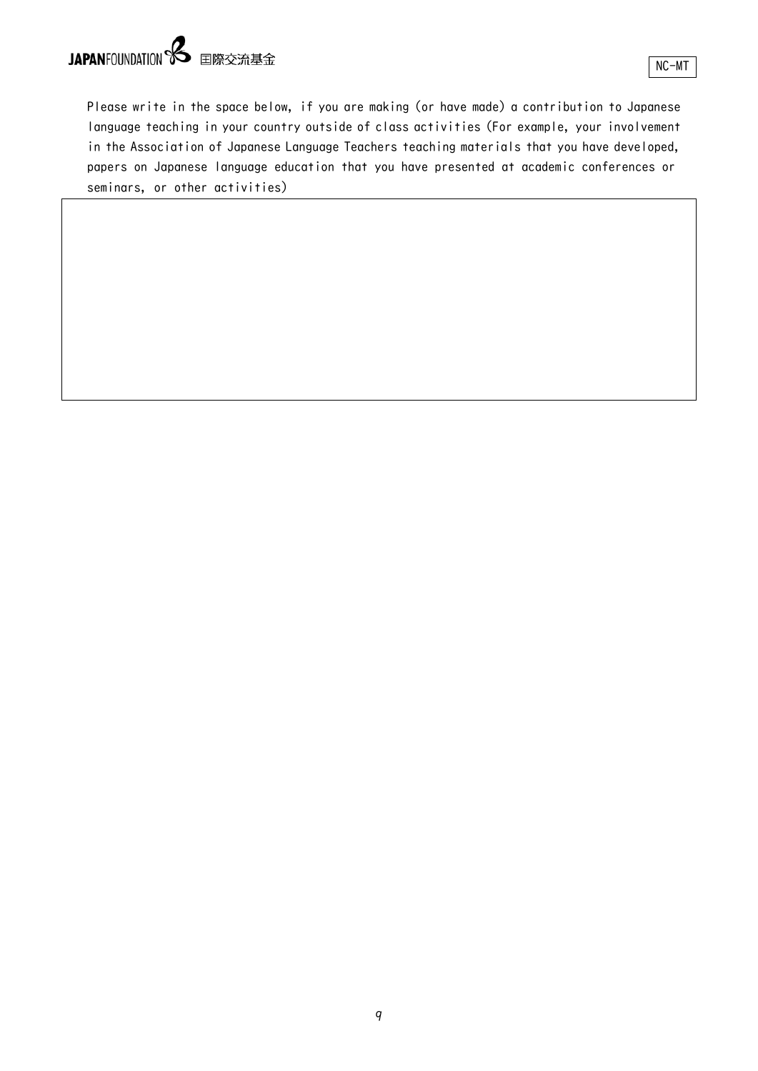NC-MT

Please write in the space below, if you are making (or have made) a contribution to Japanese language teaching in your country outside of class activities (For example, your involvement in the Association of Japanese Language Teachers teaching materials that you have developed, papers on Japanese language education that you have presented at academic conferences or seminars, or other activities)

|   |
|---|
|   |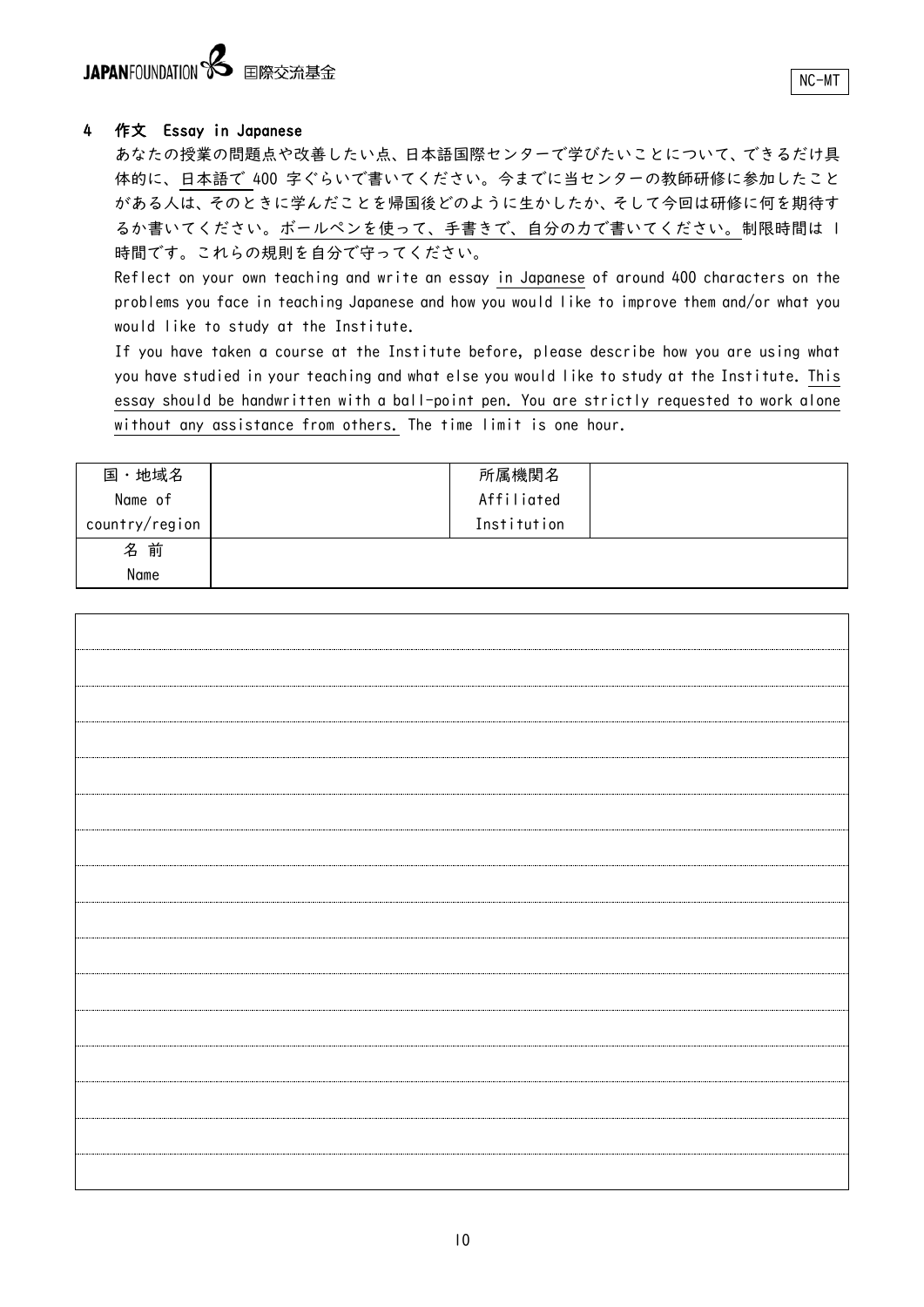## 4　作文　Essay in Japanese

あなたの授業の問題点や改善したい点、日本語国際センターで学びたいことについて、できるだけ具体的に、日本語で 400 字ぐらいで書いてください。今までに当センターの教師研修に参加したことがある人は、そのときに学んだことを帰国後どのように生かしたか、そして今回は研修に何を期待するか書いてください。ボールペンを使って、手書きで、自分の力で書いてください。制限時間は 1 時間です。これらの規則を自分で守ってください。

Reflect on your own teaching and write an essay in Japanese of around 400 characters on the problems you face in teaching Japanese and how you would like to improve them and/or what you would like to study at the Institute.

If you have taken a course at the Institute before, please describe how you are using what you have studied in your teaching and what else you would like to study at the Institute. This essay should be handwritten with a ball-point pen. You are strictly requested to work alone without any assistance from others. The time limit is one hour.

| 国・地域名<br>Name of<br>country/region | | 所属機関名<br>Affiliated<br>Institution | |
|---|---|---|---|
| 名 前<br>Name | | | |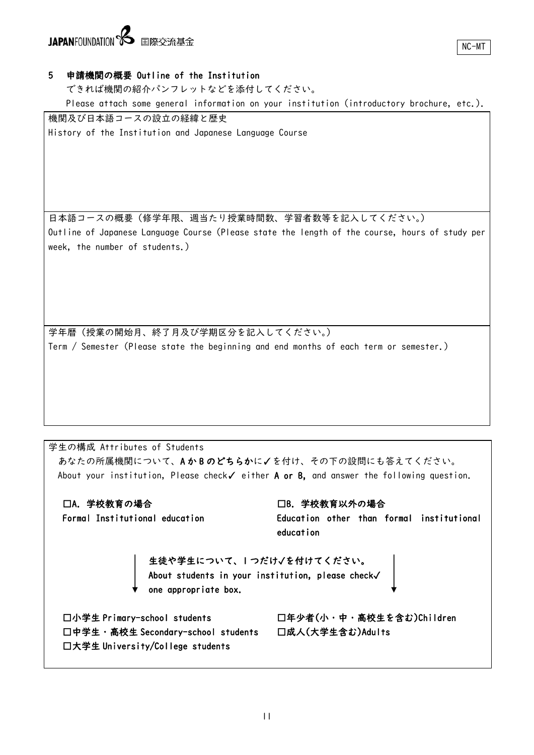NC-MT

## 5　申請機関の概要 Outline of the Institution

できれば機関の紹介パンフレットなどを添付してください。

Please attach some general information on your institution (introductory brochure, etc.).

| 機関及び日本語コースの設立の経緯と歴史<br>History of the Institution and Japanese Language Course |
|---|
| |
| 日本語コースの概要（修学年限、週当たり授業時間数、学習者数等を記入してください。）<br>Outline of Japanese Language Course (Please state the length of the course, hours of study per week, the number of students.) |
| |
| 学年暦（授業の開始月、終了月及び学期区分を記入してください。）<br>Term / Semester (Please state the beginning and end months of each term or semester.) |
| |

学生の構成 Attributes of Students

あなたの所属機関について、**AかBのどちらか**に✓を付け、その下の設問にも答えてください。

About your institution, Please check✓ either **A or B,** and answer the following question.

**□A. 学校教育の場合**
**Formal Institutional education**

**□B. 学校教育以外の場合**
**Education other than formal institutional education**

**生徒や学生について、１つだけ✓を付けてください。**
**About students in your institution, please check✓ one appropriate box.**

A:
- **□小学生 Primary-school students**
- **□中学生・高校生 Secondary-school students**
- **□大学生 University/College students**

B:
- **□年少者(小・中・高校生を含む)Children**
- **□成人(大学生含む)Adults**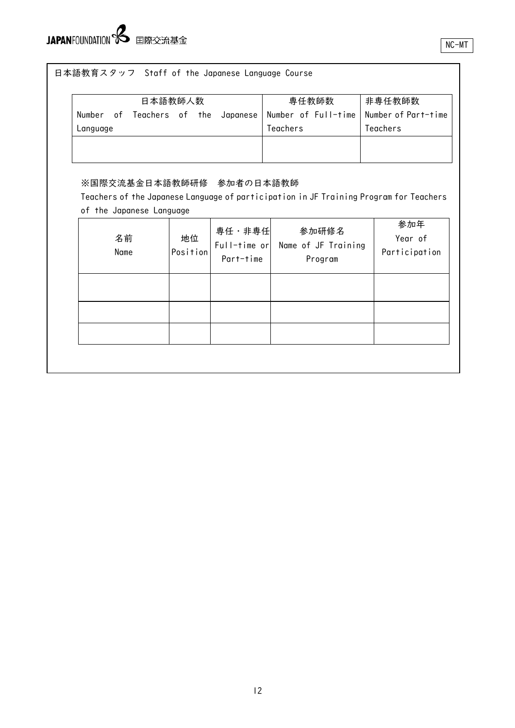NC-MT

日本語教育スタッフ　Staff of the Japanese Language Course

| 日本語教師人数 Number of Teachers of the Japanese Language | 専任教師数 Number of Full-time Teachers | 非専任教師数 Number of Part-time Teachers |
|---|---|---|
| | | |

※国際交流基金日本語教師研修　参加者の日本語教師

Teachers of the Japanese Language of participation in JF Training Program for Teachers of the Japanese Language

| 名前 Name | 地位 Position | 専任・非専任 Full-time or Part-time | 参加研修名 Name of JF Training Program | 参加年 Year of Participation |
|---|---|---|---|---|
| | | | | |
| | | | | |
| | | | | |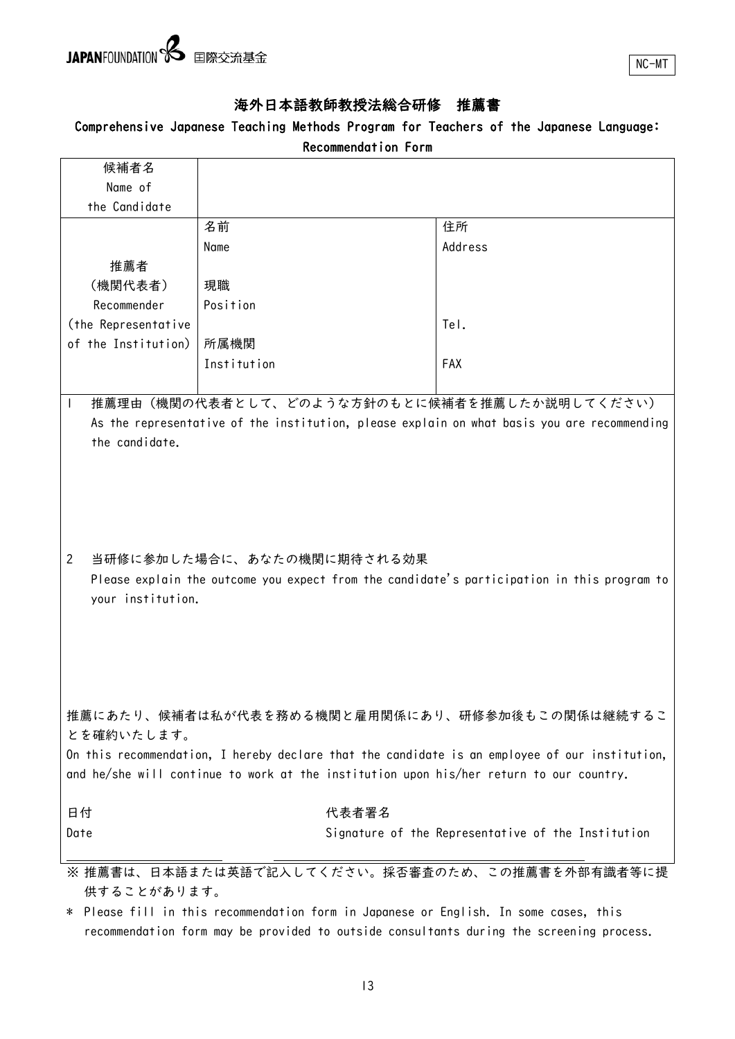JAPANFOUNDATION 国際交流基金

NC-MT

## 海外日本語教師教授法総合研修　推薦書

### Comprehensive Japanese Teaching Methods Program for Teachers of the Japanese Language: Recommendation Form

| | | |
|---|---|---|
| 候補者名<br>Name of the Candidate | | |
| 推薦者<br>（機関代表者）<br>Recommender<br>(the Representative of the Institution) | 名前<br>Name<br><br>現職<br>Position<br><br>所属機関<br>Institution | 住所<br>Address<br><br>Tel.<br><br>FAX |

1　推薦理由（機関の代表者として、どのような方針のもとに候補者を推薦したか説明してください）
As the representative of the institution, please explain on what basis you are recommending the candidate.

2　当研修に参加した場合に、あなたの機関に期待される効果
Please explain the outcome you expect from the candidate's participation in this program to your institution.

推薦にあたり、候補者は私が代表を務める機関と雇用関係にあり、研修参加後もこの関係は継続することを確約いたします。
On this recommendation, I hereby declare that the candidate is an employee of our institution, and he/she will continue to work at the institution upon his/her return to our country.

日付
Date

代表者署名
Signature of the Representative of the Institution

※ 推薦書は、日本語または英語で記入してください。採否審査のため、この推薦書を外部有識者等に提供することがあります。

* Please fill in this recommendation form in Japanese or English. In some cases, this recommendation form may be provided to outside consultants during the screening process.